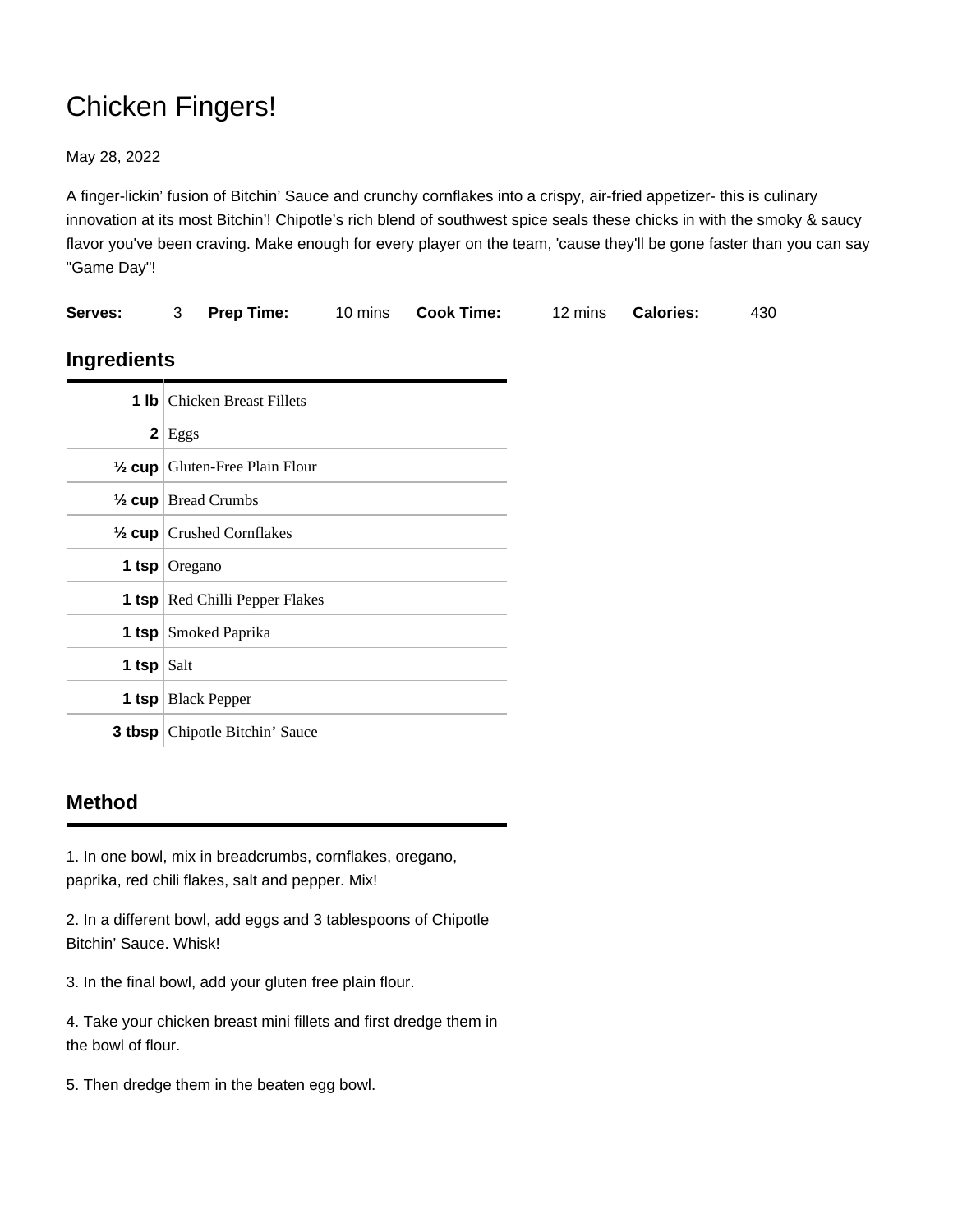# Chicken Fingers!

May 28, 2022

A finger-lickin' fusion of Bitchin' Sauce and crunchy cornflakes into a crispy, air-fried appetizer- this is culinary innovation at its most Bitchin'! Chipotle's rich blend of southwest spice seals these chicks in with the smoky & saucy flavor you've been craving. Make enough for every player on the team, 'cause they'll be gone faster than you can say "Game Day"!

| **Serves:** | 3 | **Prep Time:** | 10 mins | **Cook Time:** | 12 mins | **Calories:** | 430 |
|---|---|---|---|---|---|---|---|

## Ingredients

| | |
|---|---|
| **1 lb** | Chicken Breast Fillets |
| **2** | Eggs |
| **½ cup** | Gluten-Free Plain Flour |
| **½ cup** | Bread Crumbs |
| **½ cup** | Crushed Cornflakes |
| **1 tsp** | Oregano |
| **1 tsp** | Red Chilli Pepper Flakes |
| **1 tsp** | Smoked Paprika |
| **1 tsp** | Salt |
| **1 tsp** | Black Pepper |
| **3 tbsp** | Chipotle Bitchin' Sauce |

## Method

1. In one bowl, mix in breadcrumbs, cornflakes, oregano, paprika, red chili flakes, salt and pepper. Mix!

2. In a different bowl, add eggs and 3 tablespoons of Chipotle Bitchin' Sauce. Whisk!

3. In the final bowl, add your gluten free plain flour.

4. Take your chicken breast mini fillets and first dredge them in the bowl of flour.

5. Then dredge them in the beaten egg bowl.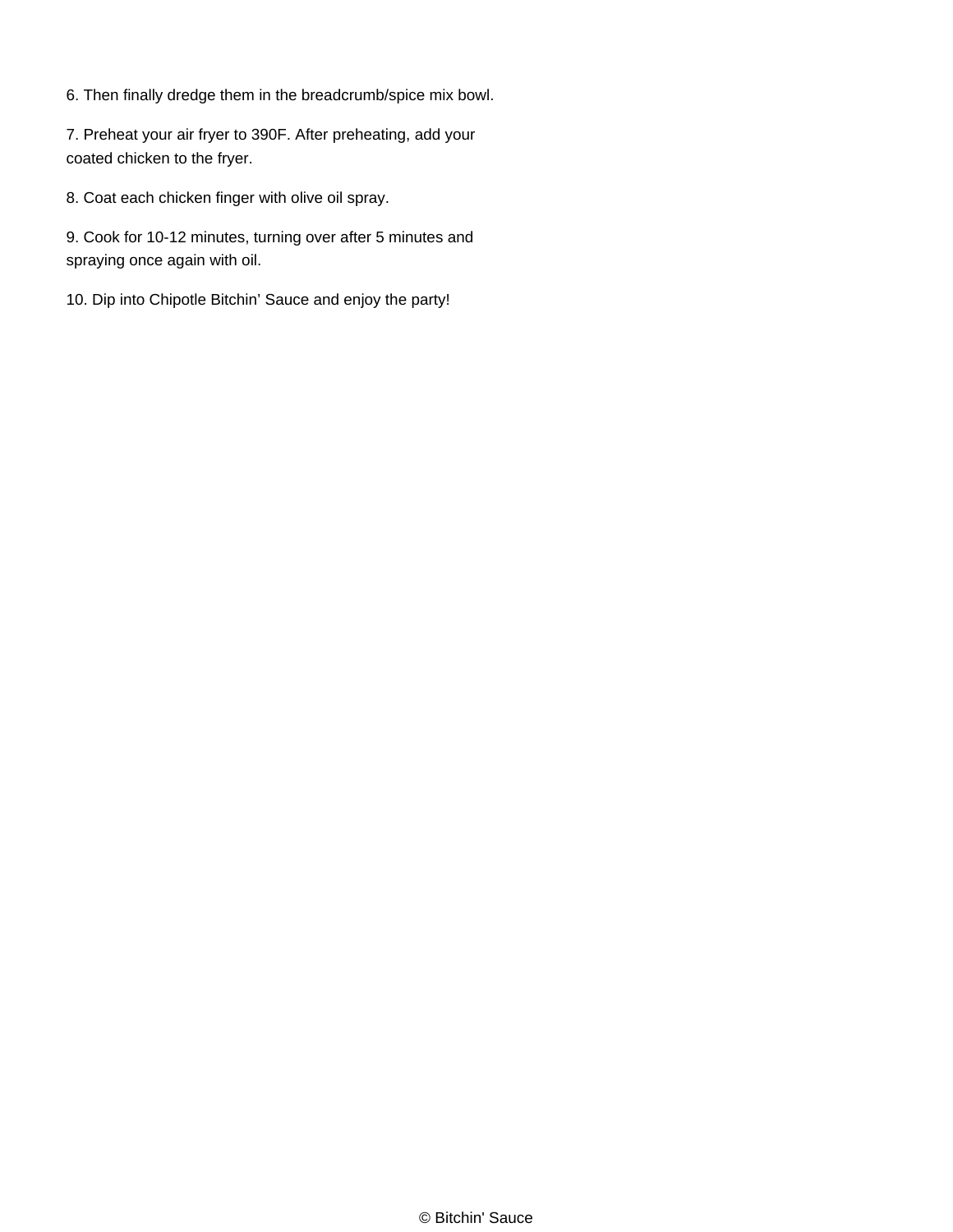6. Then finally dredge them in the breadcrumb/spice mix bowl.

7. Preheat your air fryer to 390F. After preheating, add your coated chicken to the fryer.

8. Coat each chicken finger with olive oil spray.

9. Cook for 10-12 minutes, turning over after 5 minutes and spraying once again with oil.

10. Dip into Chipotle Bitchin' Sauce and enjoy the party!

© Bitchin' Sauce